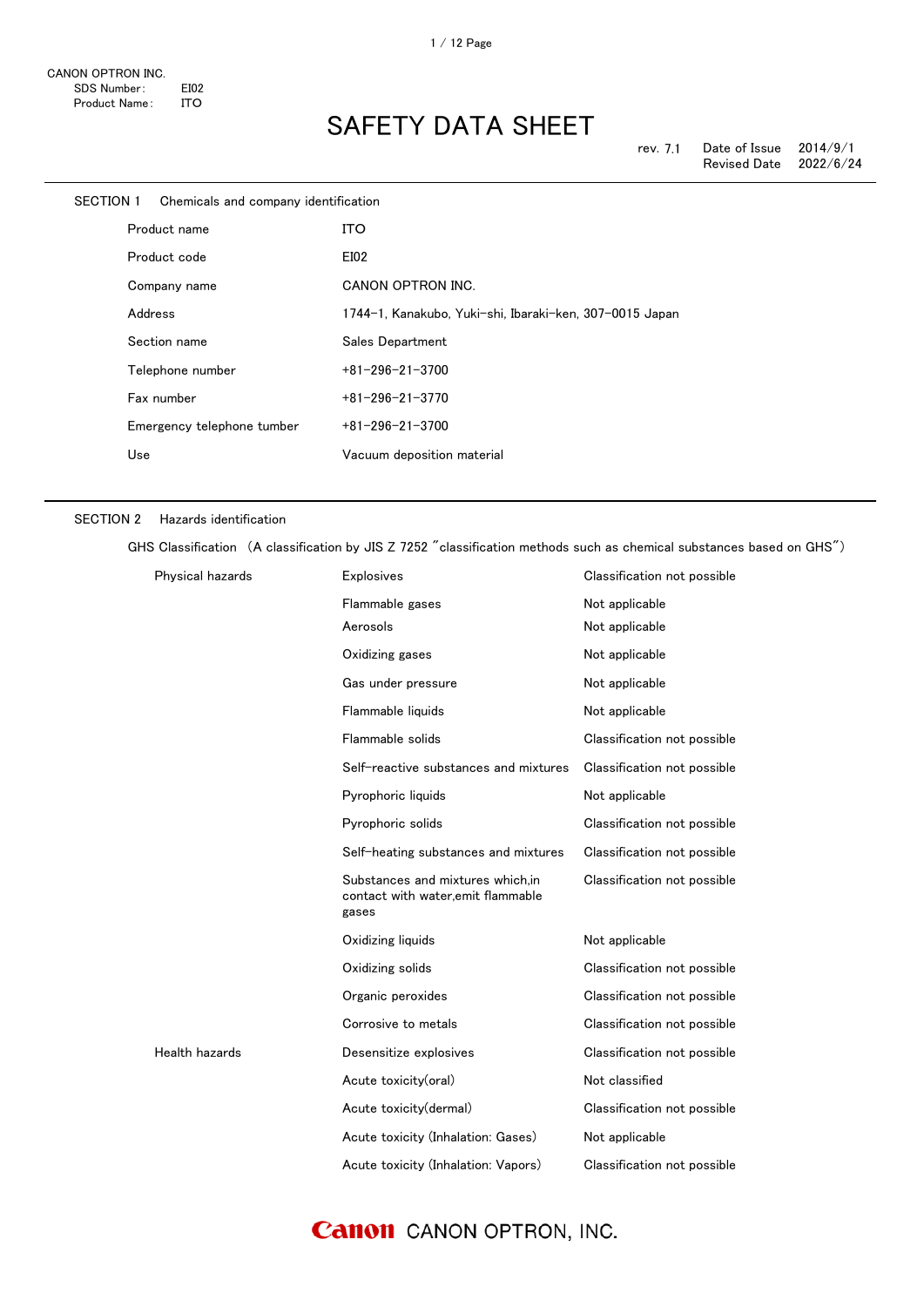CANON OPTRON INC.
SDS Number: EI02
Product Name: ITO

# SAFETY DATA SHEET

rev. 7.1 Date of Issue 2014/9/1
Revised Date 2022/6/24

## SECTION 1 Chemicals and company identification

| | |
|---|---|
| Product name | ITO |
| Product code | EI02 |
| Company name | CANON OPTRON INC. |
| Address | 1744−1, Kanakubo, Yuki−shi, Ibaraki−ken, 307−0015 Japan |
| Section name | Sales Department |
| Telephone number | +81−296−21−3700 |
| Fax number | +81−296−21−3770 |
| Emergency telephone tumber | +81−296−21−3700 |
| Use | Vacuum deposition material |

## SECTION 2 Hazards identification

GHS Classification (A classification by JIS Z 7252 "classification methods such as chemical substances based on GHS")

| | | |
|---|---|---|
| Physical hazards | Explosives | Classification not possible |
| | Flammable gases | Not applicable |
| | Aerosols | Not applicable |
| | Oxidizing gases | Not applicable |
| | Gas under pressure | Not applicable |
| | Flammable liquids | Not applicable |
| | Flammable solids | Classification not possible |
| | Self−reactive substances and mixtures | Classification not possible |
| | Pyrophoric liquids | Not applicable |
| | Pyrophoric solids | Classification not possible |
| | Self−heating substances and mixtures | Classification not possible |
| | Substances and mixtures which,in contact with water,emit flammable gases | Classification not possible |
| | Oxidizing liquids | Not applicable |
| | Oxidizing solids | Classification not possible |
| | Organic peroxides | Classification not possible |
| | Corrosive to metals | Classification not possible |
| Health hazards | Desensitize explosives | Classification not possible |
| | Acute toxicity(oral) | Not classified |
| | Acute toxicity(dermal) | Classification not possible |
| | Acute toxicity (Inhalation: Gases) | Not applicable |
| | Acute toxicity (Inhalation: Vapors) | Classification not possible |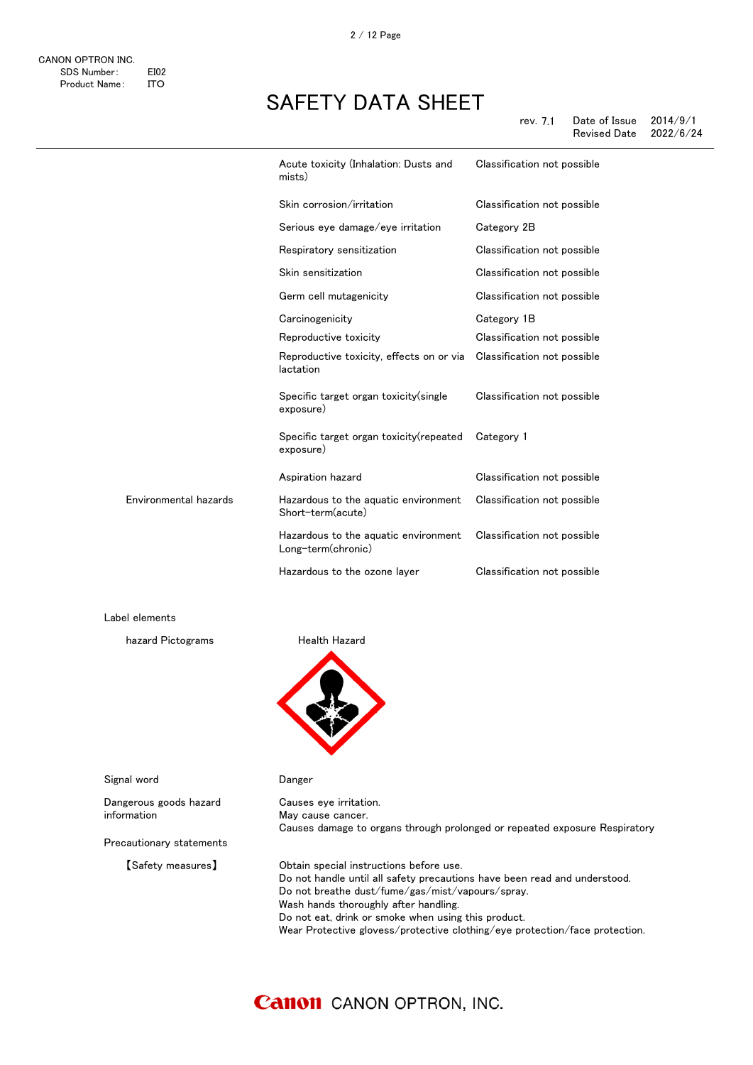| | | |
|---|---|---|
| | Acute toxicity (Inhalation: Dusts and mists) | Classification not possible |
| | Skin corrosion/irritation | Classification not possible |
| | Serious eye damage/eye irritation | Category 2B |
| | Respiratory sensitization | Classification not possible |
| | Skin sensitization | Classification not possible |
| | Germ cell mutagenicity | Classification not possible |
| | Carcinogenicity | Category 1B |
| | Reproductive toxicity | Classification not possible |
| | Reproductive toxicity, effects on or via lactation | Classification not possible |
| | Specific target organ toxicity(single exposure) | Classification not possible |
| | Specific target organ toxicity(repeated exposure) | Category 1 |
| | Aspiration hazard | Classification not possible |
| Environmental hazards | Hazardous to the aquatic environment Short-term(acute) | Classification not possible |
| | Hazardous to the aquatic environment Long-term(chronic) | Classification not possible |
| | Hazardous to the ozone layer | Classification not possible |

Label elements

hazard Pictograms: Health Hazard

Signal word: Danger

Dangerous goods hazard information:
Causes eye irritation.
May cause cancer.
Causes damage to organs through prolonged or repeated exposure Respiratory

Precautionary statements

【Safety measures】
Obtain special instructions before use.
Do not handle until all safety precautions have been read and understood.
Do not breathe dust/fume/gas/mist/vapours/spray.
Wash hands thoroughly after handling.
Do not eat, drink or smoke when using this product.
Wear Protective glovess/protective clothing/eye protection/face protection.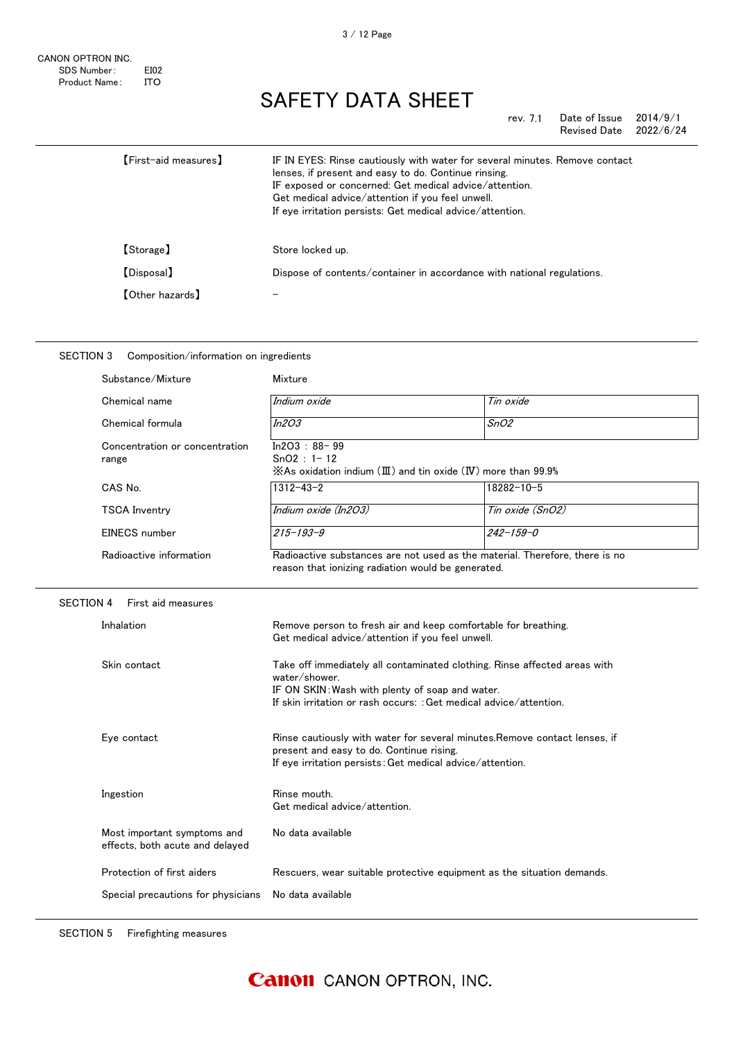| | |
|---|---|
| 【First-aid measures】 | IF IN EYES: Rinse cautiously with water for several minutes. Remove contact lenses, if present and easy to do. Continue rinsing.<br>IF exposed or concerned: Get medical advice/attention.<br>Get medical advice/attention if you feel unwell.<br>If eye irritation persists: Get medical advice/attention. |
| 【Storage】 | Store locked up. |
| 【Disposal】 | Dispose of contents/container in accordance with national regulations. |
| 【Other hazards】 | – |

## SECTION 3 Composition/information on ingredients

| | | |
|---|---|---|
| Substance/Mixture | Mixture | |
| Chemical name | *Indium oxide* | *Tin oxide* |
| Chemical formula | *$In_2O_3$* | *$SnO_2$* |
| Concentration or concentration range | $In_2O_3$ : 88– 99<br>$SnO_2$ : 1– 12<br>※As oxidation indium (Ⅲ) and tin oxide (Ⅳ) more than 99.9% | |
| CAS No. | 1312–43–2 | 18282–10–5 |
| TSCA Inventry | *Indium oxide ($In_2O_3$)* | *Tin oxide ($SnO_2$)* |
| EINECS number | *215–193–9* | *242–159–0* |
| Radioactive information | Radioactive substances are not used as the material. Therefore, there is no reason that ionizing radiation would be generated. | |

## SECTION 4 First aid measures

| | |
|---|---|
| Inhalation | Remove person to fresh air and keep comfortable for breathing.<br>Get medical advice/attention if you feel unwell. |
| Skin contact | Take off immediately all contaminated clothing. Rinse affected areas with water/shower.<br>IF ON SKIN：Wash with plenty of soap and water.<br>If skin irritation or rash occurs: ：Get medical advice/attention. |
| Eye contact | Rinse cautiously with water for several minutes.Remove contact lenses, if present and easy to do. Continue rising.<br>If eye irritation persists：Get medical advice/attention. |
| Ingestion | Rinse mouth.<br>Get medical advice/attention. |
| Most important symptoms and effects, both acute and delayed | No data available |
| Protection of first aiders | Rescuers, wear suitable protective equipment as the situation demands. |
| Special precautions for physicians | No data available |

## SECTION 5 Firefighting measures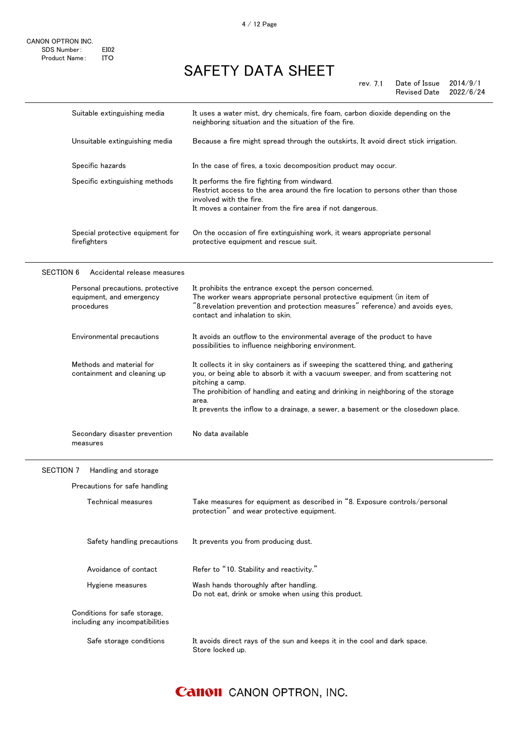| | |
|---|---|
| Suitable extinguishing media | It uses a water mist, dry chemicals, fire foam, carbon dioxide depending on the neighboring situation and the situation of the fire. |
| Unsuitable extinguishing media | Because a fire might spread through the outskirts, It avoid direct stick irrigation. |
| Specific hazards | In the case of fires, a toxic decomposition product may occur. |
| Specific extinguishing methods | It performs the fire fighting from windward.<br>Restrict access to the area around the fire location to persons other than those involved with the fire.<br>It moves a container from the fire area if not dangerous. |
| Special protective equipment for firefighters | On the occasion of fire extinguishing work, it wears appropriate personal protective equipment and rescue suit. |

## SECTION 6 Accidental release measures

| | |
|---|---|
| Personal precautions, protective equipment, and emergency procedures | It prohibits the entrance except the person concerned.<br>The worker wears appropriate personal protective equipment (in item of ″8.revelation prevention and protection measures″ reference) and avoids eyes, contact and inhalation to skin. |
| Environmental precautions | It avoids an outflow to the environmental average of the product to have possibilities to influence neighboring environment. |
| Methods and material for containment and cleaning up | It collects it in sky containers as if sweeping the scattered thing, and gathering you, or being able to absorb it with a vacuum sweeper, and from scattering not pitching a camp.<br>The prohibition of handling and eating and drinking in neighboring of the storage area.<br>It prevents the inflow to a drainage, a sewer, a basement or the closedown place. |
| Secondary disaster prevention measures | No data available |

## SECTION 7 Handling and storage

**Precautions for safe handling**

| | |
|---|---|
| Technical measures | Take measures for equipment as described in “8. Exposure controls/personal protection” and wear protective equipment. |
| Safety handling precautions | It prevents you from producing dust. |
| Avoidance of contact | Refer to “10. Stability and reactivity.” |
| Hygiene measures | Wash hands thoroughly after handling.<br>Do not eat, drink or smoke when using this product. |

**Conditions for safe storage, including any incompatibilities**

| | |
|---|---|
| Safe storage conditions | It avoids direct rays of the sun and keeps it in the cool and dark space.<br>Store locked up. |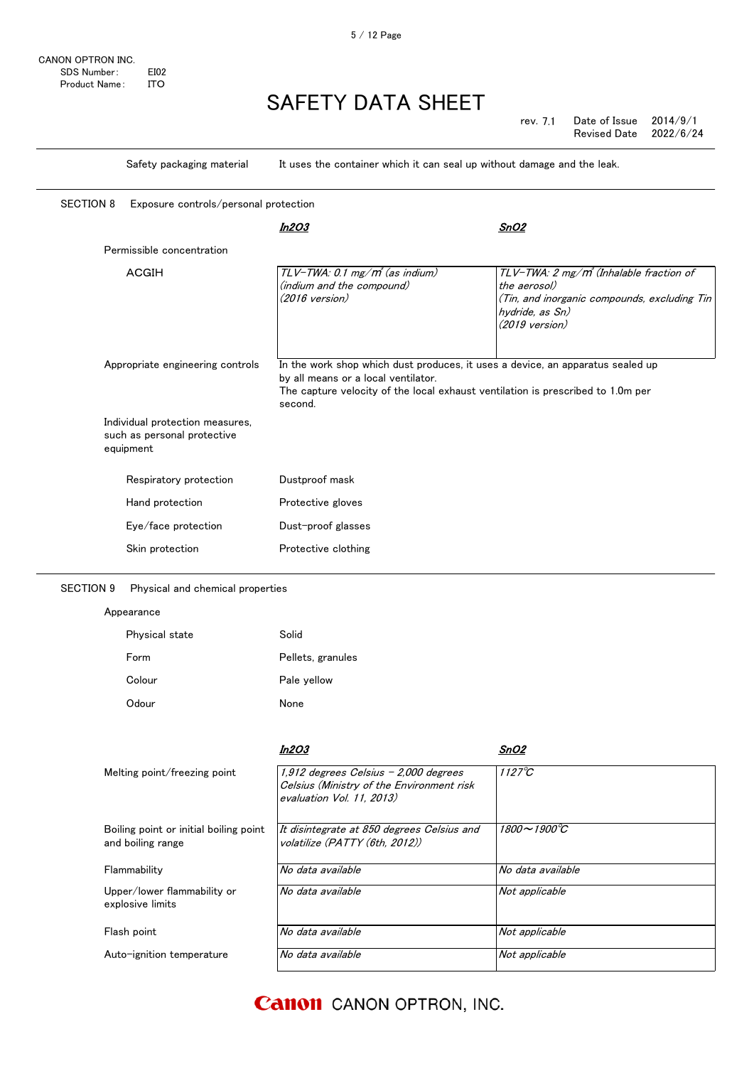| | |
|---|---|
| Safety packaging material | It uses the container which it can seal up without damage and the leak. |

## SECTION 8 Exposure controls/personal protection

**Permissible concentration**

| | ***$In_2O_3$*** | ***$SnO_2$*** |
|---|---|---|
| ACGIH | *TLV-TWA: 0.1 mg/m³ (as indium) (indium and the compound) (2016 version)* | *TLV-TWA: 2 mg/m³ (Inhalable fraction of the aerosol) (Tin, and inorganic compounds, excluding Tin hydride, as Sn) (2019 version)* |

**Appropriate engineering controls**

In the work shop which dust produces, it uses a device, an apparatus sealed up by all means or a local ventilator.
The capture velocity of the local exhaust ventilation is prescribed to 1.0m per second.

**Individual protection measures, such as personal protective equipment**

| | |
|---|---|
| Respiratory protection | Dustproof mask |
| Hand protection | Protective gloves |
| Eye/face protection | Dust-proof glasses |
| Skin protection | Protective clothing |

## SECTION 9 Physical and chemical properties

**Appearance**

| | |
|---|---|
| Physical state | Solid |
| Form | Pellets, granules |
| Colour | Pale yellow |
| Odour | None |

| | ***$In_2O_3$*** | ***$SnO_2$*** |
|---|---|---|
| Melting point/freezing point | *1,912 degrees Celsius - 2,000 degrees Celsius (Ministry of the Environment risk evaluation Vol. 11, 2013)* | *1127℃* |
| Boiling point or initial boiling point and boiling range | *It disintegrate at 850 degrees Celsius and volatilize (PATTY (6th, 2012))* | *1800～1900℃* |
| Flammability | *No data available* | *No data available* |
| Upper/lower flammability or explosive limits | *No data available* | *Not applicable* |
| Flash point | *No data available* | *Not applicable* |
| Auto-ignition temperature | *No data available* | *Not applicable* |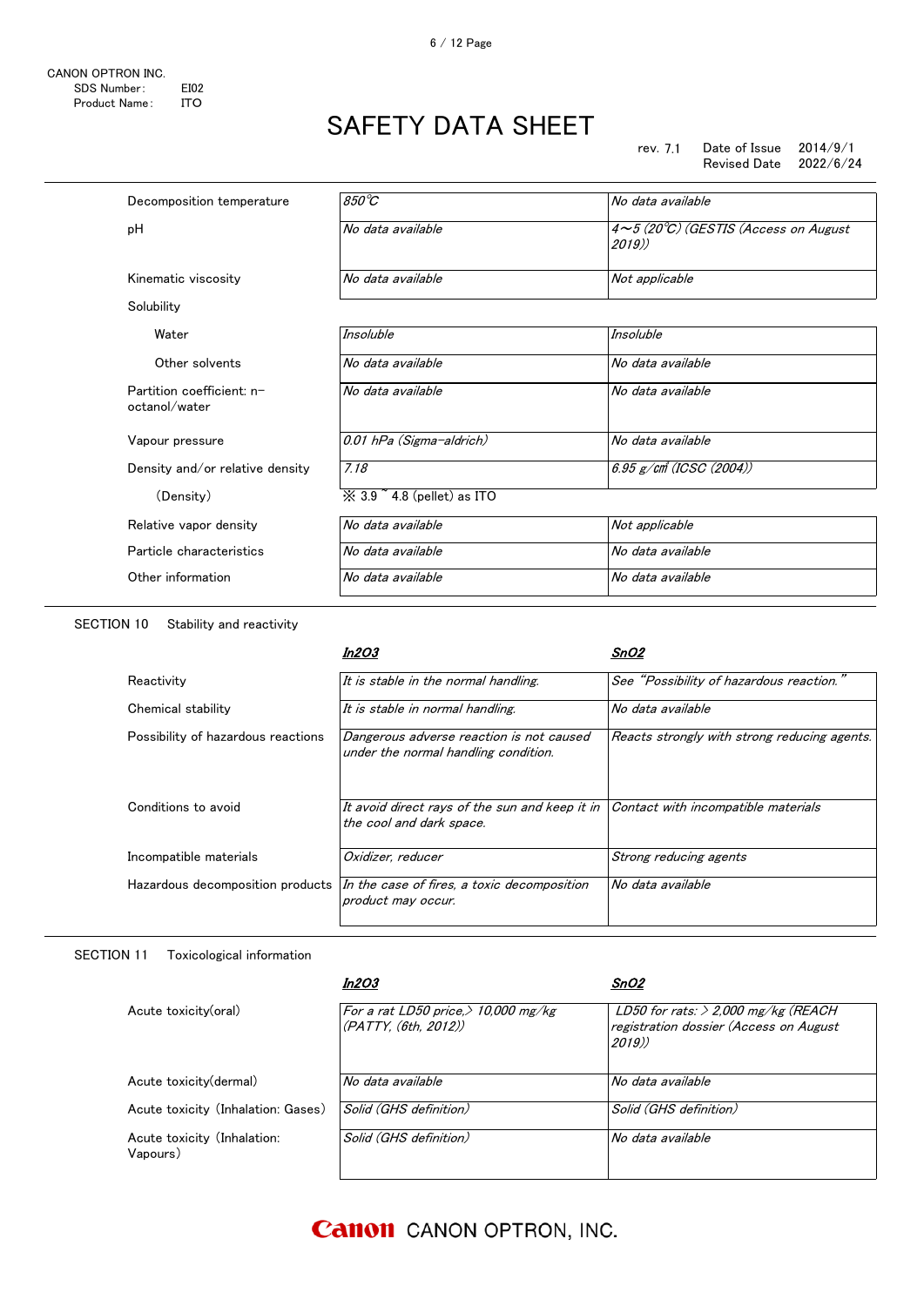CANON OPTRON INC.
SDS Number: EI02
Product Name: ITO

# SAFETY DATA SHEET

rev. 7.1 Date of Issue 2014/9/1
Revised Date 2022/6/24

| | | |
|---|---|---|
| Decomposition temperature | *850℃* | *No data available* |
| pH | *No data available* | *4~5 (20℃) (GESTIS (Access on August 2019))* |
| Kinematic viscosity | *No data available* | *Not applicable* |
| Solubility | | |
| Water | *Insoluble* | *Insoluble* |
| Other solvents | *No data available* | *No data available* |
| Partition coefficient: n-octanol/water | *No data available* | *No data available* |
| Vapour pressure | *0.01 hPa (Sigma-aldrich)* | *No data available* |
| Density and/or relative density | *7.18* | *6.95 g/㎤ (ICSC (2004))* |
| (Density) | ※ 3.9 ~ 4.8 (pellet) as ITO | |
| Relative vapor density | *No data available* | *Not applicable* |
| Particle characteristics | *No data available* | *No data available* |
| Other information | *No data available* | *No data available* |

## SECTION 10 Stability and reactivity

| | ***In2O3*** | ***SnO2*** |
|---|---|---|
| Reactivity | *It is stable in the normal handling.* | *See "Possibility of hazardous reaction."* |
| Chemical stability | *It is stable in normal handling.* | *No data available* |
| Possibility of hazardous reactions | *Dangerous adverse reaction is not caused under the normal handling condition.* | *Reacts strongly with strong reducing agents.* |
| Conditions to avoid | *It avoid direct rays of the sun and keep it in the cool and dark space.* | *Contact with incompatible materials* |
| Incompatible materials | *Oxidizer, reducer* | *Strong reducing agents* |
| Hazardous decomposition products | *In the case of fires, a toxic decomposition product may occur.* | *No data available* |

## SECTION 11 Toxicological information

| | ***In2O3*** | ***SnO2*** |
|---|---|---|
| Acute toxicity(oral) | *For a rat LD50 price,> 10,000 mg/kg (PATTY, (6th, 2012))* | *LD50 for rats: > 2,000 mg/kg (REACH registration dossier (Access on August 2019))* |
| Acute toxicity(dermal) | *No data available* | *No data available* |
| Acute toxicity (Inhalation: Gases) | *Solid (GHS definition)* | *Solid (GHS definition)* |
| Acute toxicity (Inhalation: Vapours) | *Solid (GHS definition)* | *No data available* |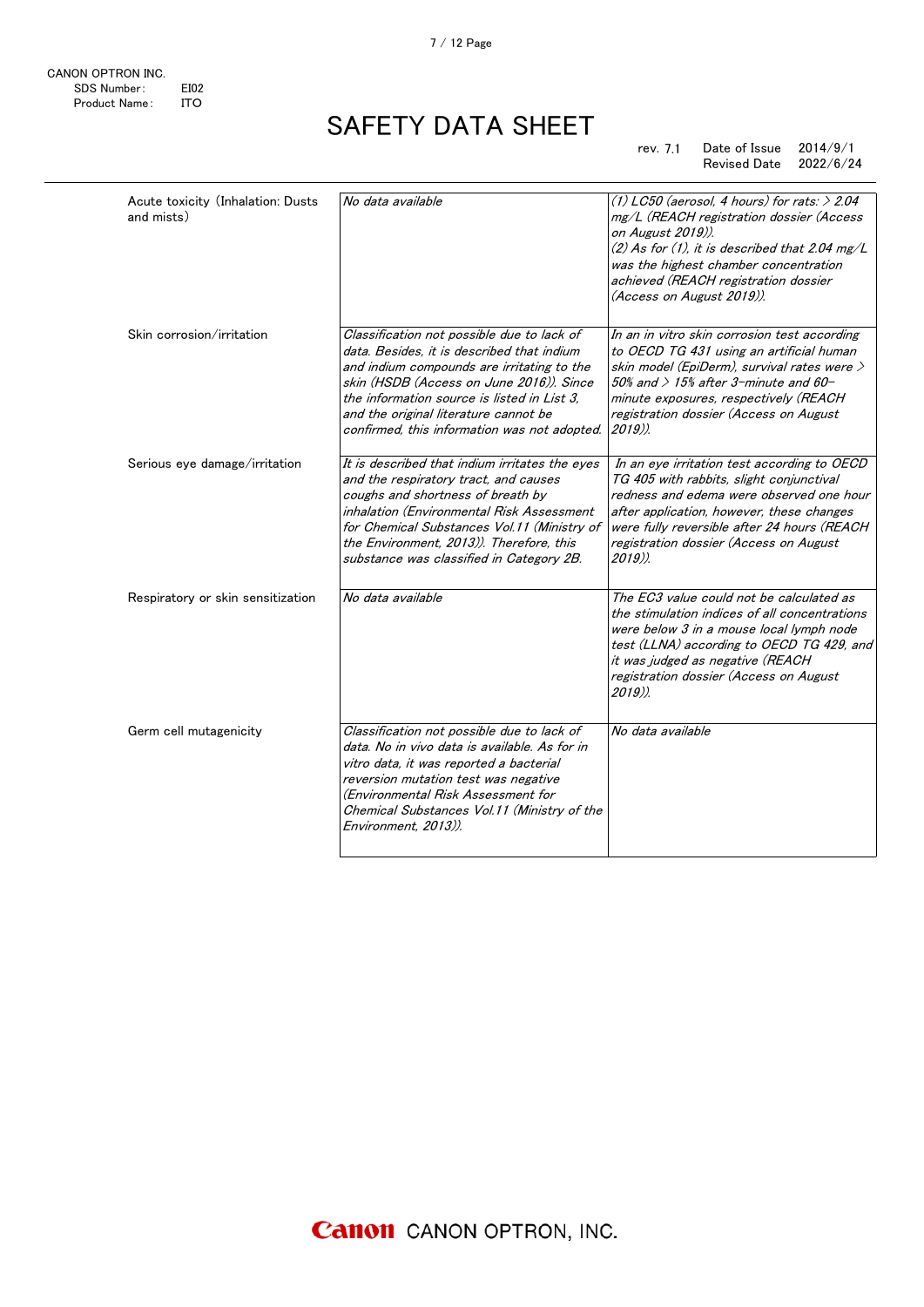CANON OPTRON INC.
SDS Number: EI02
Product Name: ITO

# SAFETY DATA SHEET

rev. 7.1 Date of Issue 2014/9/1
Revised Date 2022/6/24

| | | |
|---|---|---|
| Acute toxicity (Inhalation: Dusts and mists) | *No data available* | *(1) LC50 (aerosol, 4 hours) for rats: > 2.04 mg/L (REACH registration dossier (Access on August 2019)). (2) As for (1), it is described that 2.04 mg/L was the highest chamber concentration achieved (REACH registration dossier (Access on August 2019)).* |
| Skin corrosion/irritation | *Classification not possible due to lack of data. Besides, it is described that indium and indium compounds are irritating to the skin (HSDB (Access on June 2016)). Since the information source is listed in List 3, and the original literature cannot be confirmed, this information was not adopted.* | *In an in vitro skin corrosion test according to OECD TG 431 using an artificial human skin model (EpiDerm), survival rates were > 50% and > 15% after 3-minute and 60-minute exposures, respectively (REACH registration dossier (Access on August 2019)).* |
| Serious eye damage/irritation | *It is described that indium irritates the eyes and the respiratory tract, and causes coughs and shortness of breath by inhalation (Environmental Risk Assessment for Chemical Substances Vol.11 (Ministry of the Environment, 2013)). Therefore, this substance was classified in Category 2B.* | *In an eye irritation test according to OECD TG 405 with rabbits, slight conjunctival redness and edema were observed one hour after application, however, these changes were fully reversible after 24 hours (REACH registration dossier (Access on August 2019)).* |
| Respiratory or skin sensitization | *No data available* | *The EC3 value could not be calculated as the stimulation indices of all concentrations were below 3 in a mouse local lymph node test (LLNA) according to OECD TG 429, and it was judged as negative (REACH registration dossier (Access on August 2019)).* |
| Germ cell mutagenicity | *Classification not possible due to lack of data. No in vivo data is available. As for in vitro data, it was reported a bacterial reversion mutation test was negative (Environmental Risk Assessment for Chemical Substances Vol.11 (Ministry of the Environment, 2013)).* | *No data available* |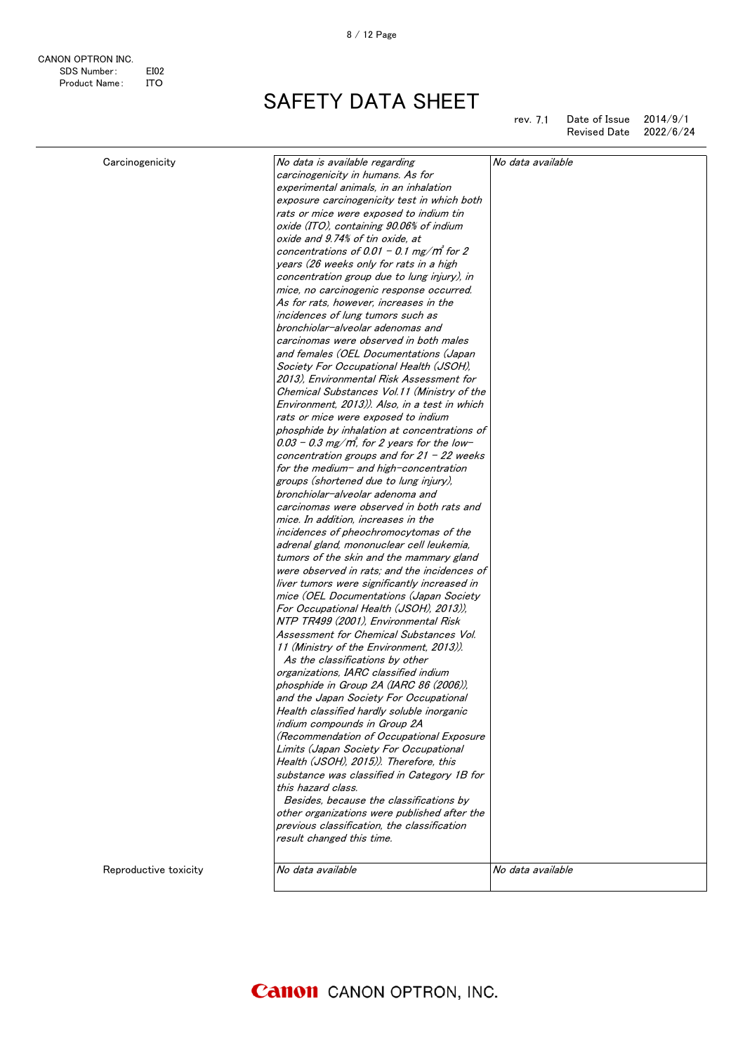CANON OPTRON INC.
SDS Number: EI02
Product Name: ITO

# SAFETY DATA SHEET

rev. 7.1 Date of Issue 2014/9/1
Revised Date 2022/6/24

| | | |
|---|---|---|
| Carcinogenicity | *No data is available regarding carcinogenicity in humans. As for experimental animals, in an inhalation exposure carcinogenicity test in which both rats or mice were exposed to indium tin oxide (ITO), containing 90.06% of indium oxide and 9.74% of tin oxide, at concentrations of 0.01 – 0.1 mg/$m^3$ for 2 years (26 weeks only for rats in a high concentration group due to lung injury), in mice, no carcinogenic response occurred. As for rats, however, increases in the incidences of lung tumors such as bronchiolar-alveolar adenomas and carcinomas were observed in both males and females (OEL Documentations (Japan Society For Occupational Health (JSOH), 2013), Environmental Risk Assessment for Chemical Substances Vol.11 (Ministry of the Environment, 2013)). Also, in a test in which rats or mice were exposed to indium phosphide by inhalation at concentrations of 0.03 – 0.3 mg/$m^3$, for 2 years for the low-concentration groups and for 21 – 22 weeks for the medium- and high-concentration groups (shortened due to lung injury), bronchiolar-alveolar adenoma and carcinomas were observed in both rats and mice. In addition, increases in the incidences of pheochromocytomas of the adrenal gland, mononuclear cell leukemia, tumors of the skin and the mammary gland were observed in rats; and the incidences of liver tumors were significantly increased in mice (OEL Documentations (Japan Society For Occupational Health (JSOH), 2013)), NTP TR499 (2001), Environmental Risk Assessment for Chemical Substances Vol. 11 (Ministry of the Environment, 2013)).*<br>*As the classifications by other organizations, IARC classified indium phosphide in Group 2A (IARC 86 (2006)), and the Japan Society For Occupational Health classified hardly soluble inorganic indium compounds in Group 2A (Recommendation of Occupational Exposure Limits (Japan Society For Occupational Health (JSOH), 2015)). Therefore, this substance was classified in Category 1B for this hazard class.*<br>*Besides, because the classifications by other organizations were published after the previous classification, the classification result changed this time.* | *No data available* |
| Reproductive toxicity | *No data available* | *No data available* |

CANON OPTRON, INC.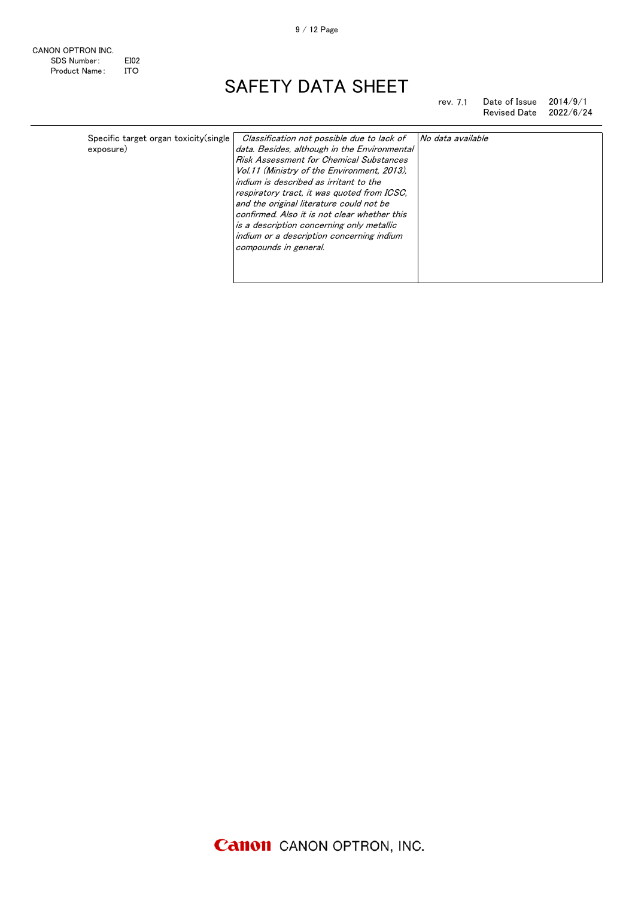| | | |
|---|---|---|
| Specific target organ toxicity(single exposure) | *Classification not possible due to lack of data. Besides, although in the Environmental Risk Assessment for Chemical Substances Vol.11 (Ministry of the Environment, 2013), indium is described as irritant to the respiratory tract, it was quoted from ICSC, and the original literature could not be confirmed. Also it is not clear whether this is a description concerning only metallic indium or a description concerning indium compounds in general.* | *No data available* |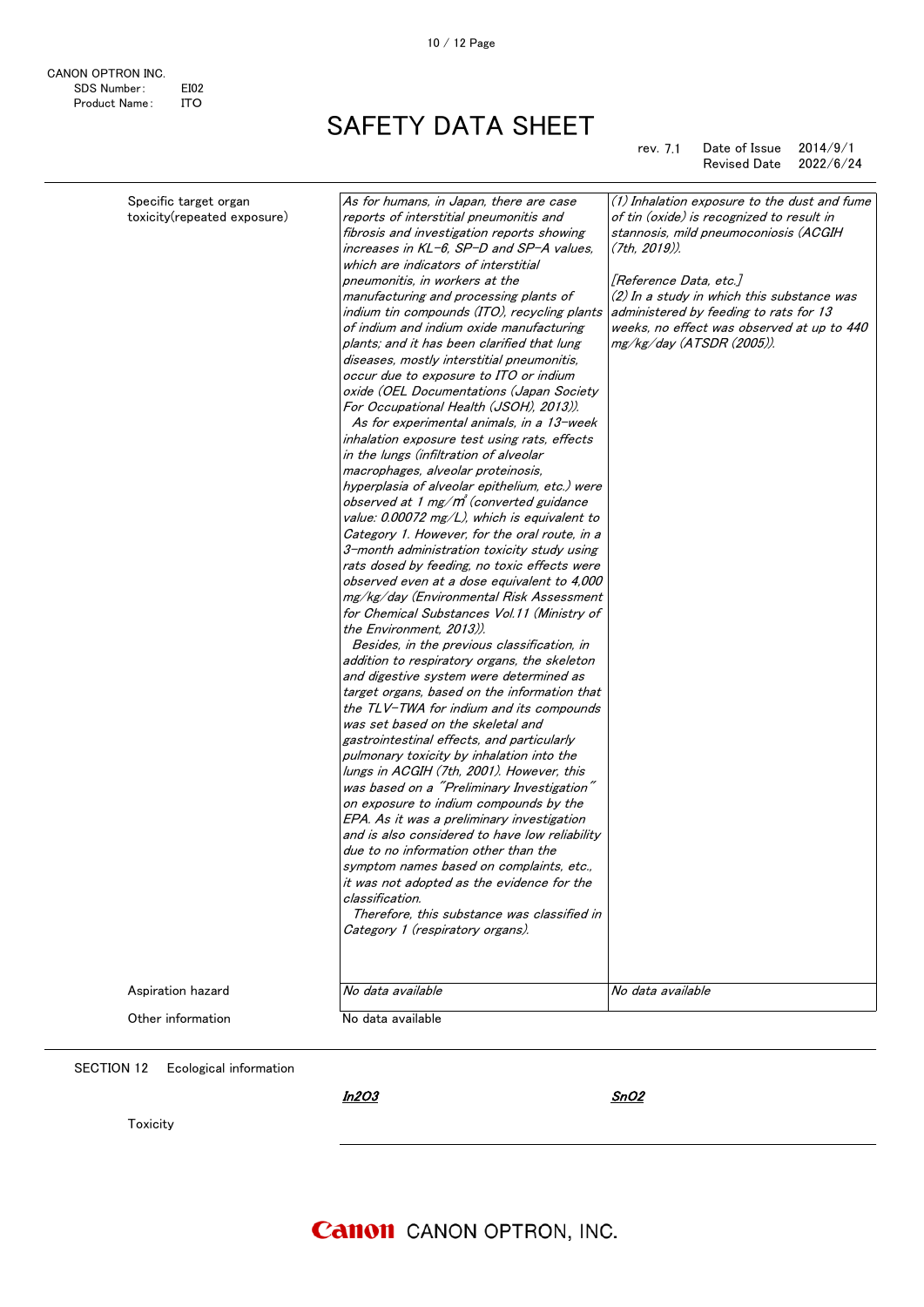| | | |
|---|---|---|
| Specific target organ toxicity(repeated exposure) | *As for humans, in Japan, there are case reports of interstitial pneumonitis and fibrosis and investigation reports showing increases in KL-6, SP-D and SP-A values, which are indicators of interstitial pneumonitis, in workers at the manufacturing and processing plants of indium tin compounds (ITO), recycling plants of indium and indium oxide manufacturing plants; and it has been clarified that lung diseases, mostly interstitial pneumonitis, occur due to exposure to ITO or indium oxide (OEL Documentations (Japan Society For Occupational Health (JSOH), 2013)).*<br>*As for experimental animals, in a 13-week inhalation exposure test using rats, effects in the lungs (infiltration of alveolar macrophages, alveolar proteinosis, hyperplasia of alveolar epithelium, etc.) were observed at 1 mg/m³ (converted guidance value: 0.00072 mg/L), which is equivalent to Category 1. However, for the oral route, in a 3-month administration toxicity study using rats dosed by feeding, no toxic effects were observed even at a dose equivalent to 4,000 mg/kg/day (Environmental Risk Assessment for Chemical Substances Vol.11 (Ministry of the Environment, 2013)).*<br>*Besides, in the previous classification, in addition to respiratory organs, the skeleton and digestive system were determined as target organs, based on the information that the TLV-TWA for indium and its compounds was set based on the skeletal and gastrointestinal effects, and particularly pulmonary toxicity by inhalation into the lungs in ACGIH (7th, 2001). However, this was based on a "Preliminary Investigation" on exposure to indium compounds by the EPA. As it was a preliminary investigation and is also considered to have low reliability due to no information other than the symptom names based on complaints, etc., it was not adopted as the evidence for the classification.*<br>*Therefore, this substance was classified in Category 1 (respiratory organs).* | *(1) Inhalation exposure to the dust and fume of tin (oxide) is recognized to result in stannosis, mild pneumoconiosis (ACGIH (7th, 2019)).*<br><br>*[Reference Data, etc.]*<br>*(2) In a study in which this substance was administered by feeding to rats for 13 weeks, no effect was observed at up to 440 mg/kg/day (ATSDR (2005)).* |
| Aspiration hazard | *No data available* | *No data available* |
| Other information | No data available | |

## SECTION 12 Ecological information

| | ***In2O3*** | ***SnO2*** |
|---|---|---|
| Toxicity | | |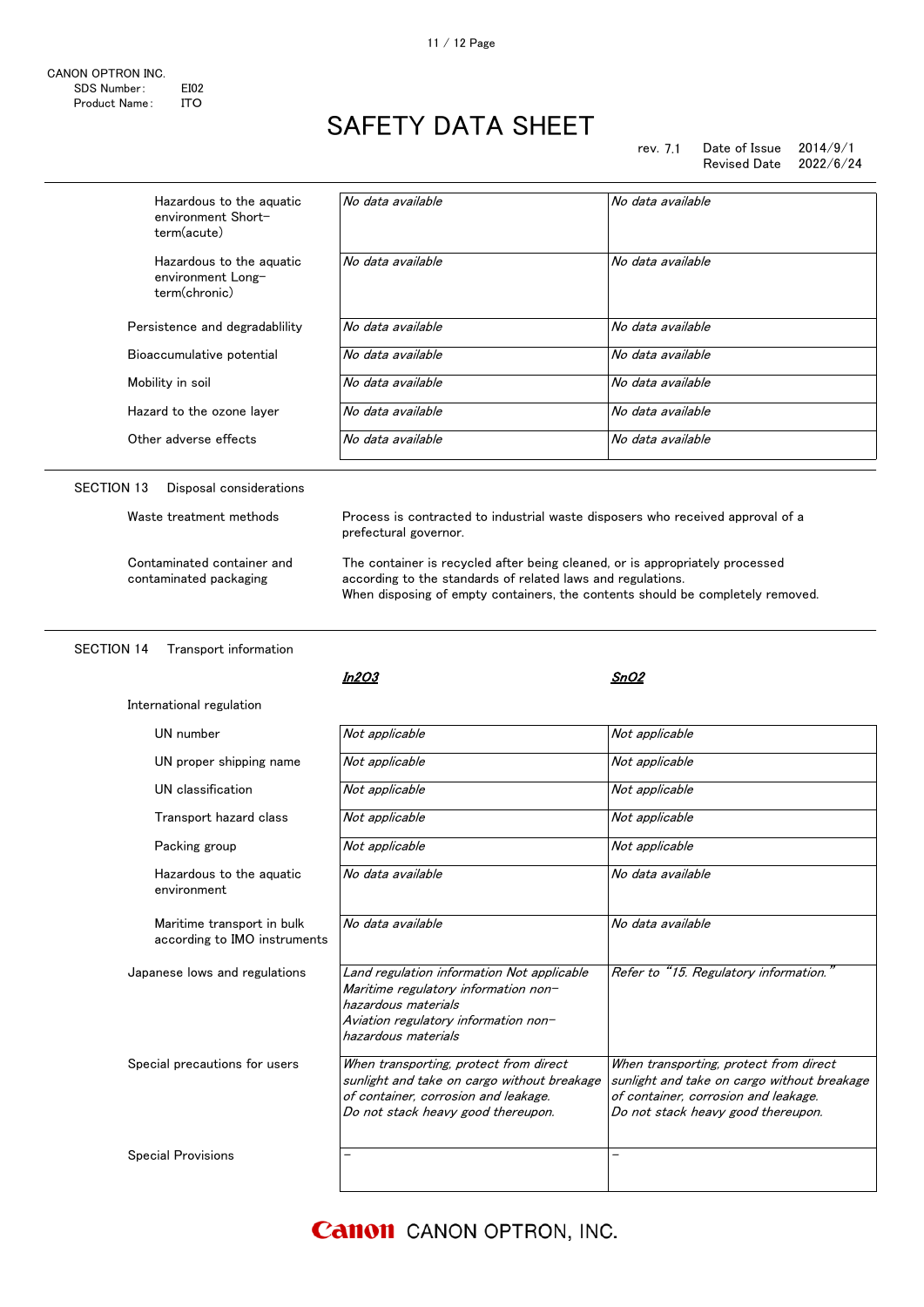| | | |
|---|---|---|
| Hazardous to the aquatic environment Short-term(acute) | *No data available* | *No data available* |
| Hazardous to the aquatic environment Long-term(chronic) | *No data available* | *No data available* |
| Persistence and degradablility | *No data available* | *No data available* |
| Bioaccumulative potential | *No data available* | *No data available* |
| Mobility in soil | *No data available* | *No data available* |
| Hazard to the ozone layer | *No data available* | *No data available* |
| Other adverse effects | *No data available* | *No data available* |

## SECTION 13 Disposal considerations

| | |
|---|---|
| Waste treatment methods | Process is contracted to industrial waste disposers who received approval of a prefectural governor. |
| Contaminated container and contaminated packaging | The container is recycled after being cleaned, or is appropriately processed according to the standards of related laws and regulations.<br>When disposing of empty containers, the contents should be completely removed. |

## SECTION 14 Transport information

| | ***$In_2O_3$*** | ***$SnO_2$*** |
|---|---|---|
| International regulation | | |
| UN number | *Not applicable* | *Not applicable* |
| UN proper shipping name | *Not applicable* | *Not applicable* |
| UN classification | *Not applicable* | *Not applicable* |
| Transport hazard class | *Not applicable* | *Not applicable* |
| Packing group | *Not applicable* | *Not applicable* |
| Hazardous to the aquatic environment | *No data available* | *No data available* |
| Maritime transport in bulk according to IMO instruments | *No data available* | *No data available* |
| Japanese lows and regulations | *Land regulation information Not applicable*<br>*Maritime regulatory information non-hazardous materials*<br>*Aviation regulatory information non-hazardous materials* | *Refer to "15. Regulatory information."* |
| Special precautions for users | *When transporting, protect from direct sunlight and take on cargo without breakage of container, corrosion and leakage.*<br>*Do not stack heavy good thereupon.* | *When transporting, protect from direct sunlight and take on cargo without breakage of container, corrosion and leakage.*<br>*Do not stack heavy good thereupon.* |
| Special Provisions | - | - |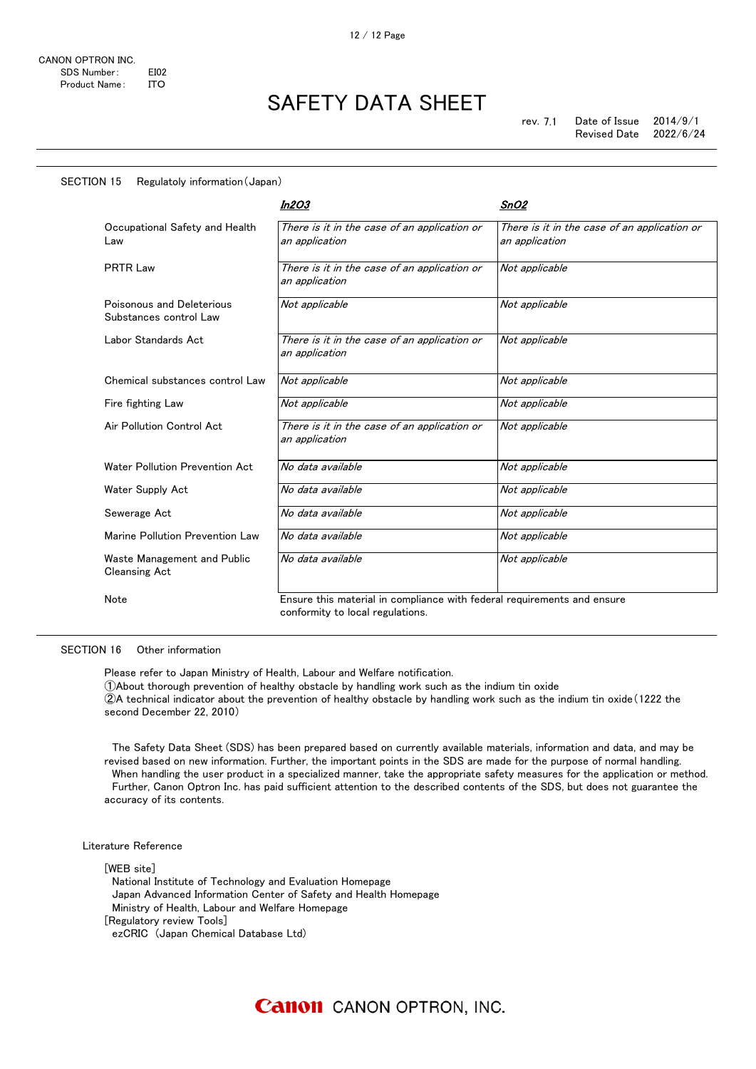CANON OPTRON INC.
SDS Number: EI02
Product Name: ITO

# SAFETY DATA SHEET

rev. 7.1 Date of Issue 2014/9/1
Revised Date 2022/6/24

## SECTION 15 Regulatoly information(Japan)

| | *$In_2O_3$* | *$SnO_2$* |
|---|---|---|
| Occupational Safety and Health Law | *There is it in the case of an application or an application* | *There is it in the case of an application or an application* |
| PRTR Law | *There is it in the case of an application or an application* | *Not applicable* |
| Poisonous and Deleterious Substances control Law | *Not applicable* | *Not applicable* |
| Labor Standards Act | *There is it in the case of an application or an application* | *Not applicable* |
| Chemical substances control Law | *Not applicable* | *Not applicable* |
| Fire fighting Law | *Not applicable* | *Not applicable* |
| Air Pollution Control Act | *There is it in the case of an application or an application* | *Not applicable* |
| Water Pollution Prevention Act | *No data available* | *Not applicable* |
| Water Supply Act | *No data available* | *Not applicable* |
| Sewerage Act | *No data available* | *Not applicable* |
| Marine Pollution Prevention Law | *No data available* | *Not applicable* |
| Waste Management and Public Cleansing Act | *No data available* | *Not applicable* |
| Note | Ensure this material in compliance with federal requirements and ensure conformity to local regulations. | |

## SECTION 16 Other information

Please refer to Japan Ministry of Health, Labour and Welfare notification.
①About thorough prevention of healthy obstacle by handling work such as the indium tin oxide
②A technical indicator about the prevention of healthy obstacle by handling work such as the indium tin oxide(1222 the second December 22, 2010)

The Safety Data Sheet (SDS) has been prepared based on currently available materials, information and data, and may be revised based on new information. Further, the important points in the SDS are made for the purpose of normal handling.
When handling the user product in a specialized manner, take the appropriate safety measures for the application or method.
Further, Canon Optron Inc. has paid sufficient attention to the described contents of the SDS, but does not guarantee the accuracy of its contents.

Literature Reference

[WEB site]
National Institute of Technology and Evaluation Homepage
Japan Advanced Information Center of Safety and Health Homepage
Ministry of Health, Labour and Welfare Homepage
[Regulatory review Tools]
ezCRIC (Japan Chemical Database Ltd)

Canon CANON OPTRON, INC.